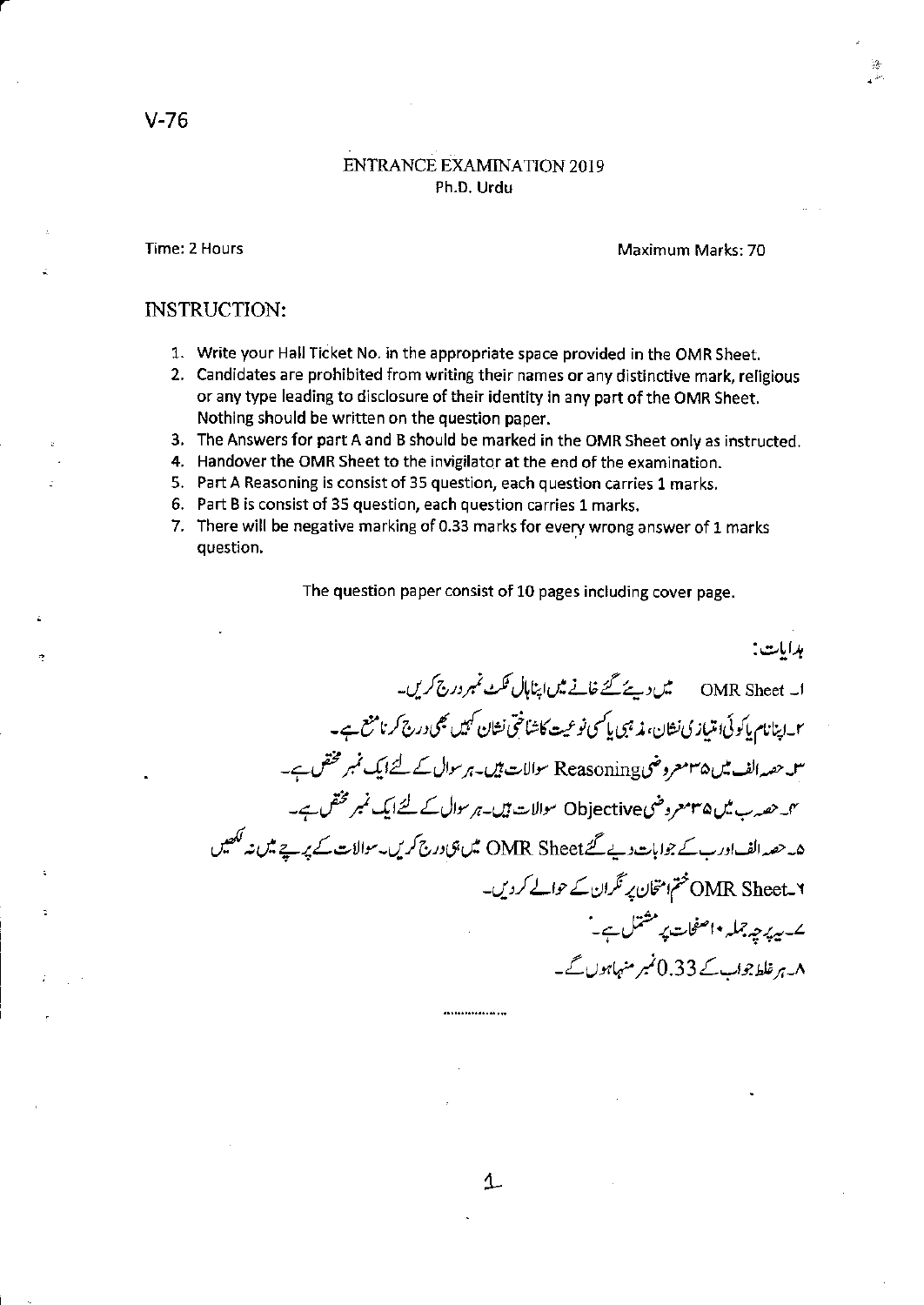V-76

# ENTRANCE EXAMINATION 2019

## Ph.D. Urdu

Time: 2 Hours

Maximum Marks: 70

## INSTRUCTION:

1. Write your Hall Ticket No. in the appropriate space provided in the OMR Sheet.
2. Candidates are prohibited from writing their names or any distinctive mark, religious or any type leading to disclosure of their identity in any part of the OMR Sheet. Nothing should be written on the question paper.
3. The Answers for part A and B should be marked in the OMR Sheet only as instructed.
4. Handover the OMR Sheet to the invigilator at the end of the examination.
5. Part A Reasoning is consist of 35 question, each question carries 1 marks.
6. Part B is consist of 35 question, each question carries 1 marks.
7. There will be negative marking of 0.33 marks for every wrong answer of 1 marks question.

The question paper consist of 10 pages including cover page.

ہدایات:

۱۔ OMR Sheet میں دیئے گئے خانے میں اپنا ہال ٹکٹ نمبر درج کریں۔

۲۔ اپنا نام یا کوئی امتیازی نشان، مذہبی یا کسی نوعیت کا شناختی نشان کہیں بھی درج کرنا منع ہے۔

۳۔ حصہ الف میں ۳۵ معروضی Reasoning سوالات ہیں۔ ہر سوال کے لئے ایک نمبر مختص ہے۔

۴۔ حصہ ب میں ۳۵ معروضی Objective سوالات ہیں۔ ہر سوال کے لئے ایک نمبر مختص ہے۔

۵۔ حصہ الف اور ب کے جوابات دیے گئے OMR Sheet میں ہی درج کریں۔ سوالات کے پرچے میں نہ لکھیں

۶۔ OMR Sheet ختم امتحان پر نگران کے حوالے کردیں۔

۷۔ یہ پرچہ جملہ ۱۰ صفحات پر مشتمل ہے۔

۸۔ ہر غلط جواب کے 0.33 نمبر منہا ہوں گے۔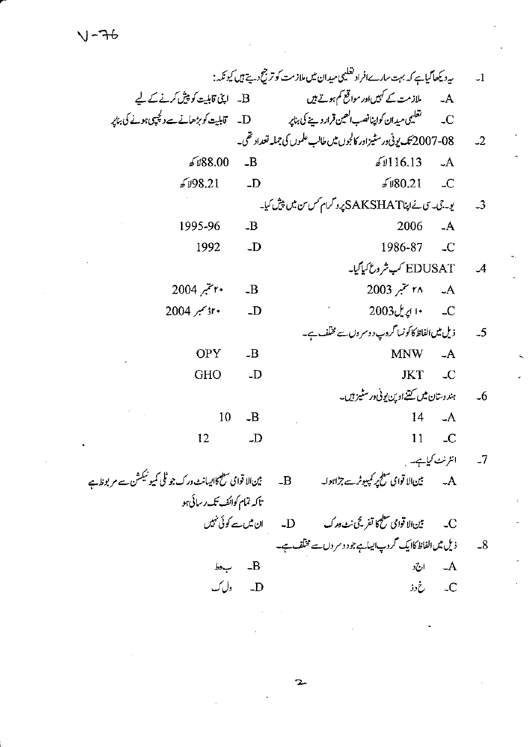V-76

1۔ یہ دیکھا گیا ہے کہ بہت سارے افراد تعلیمی میدان میں ملازمت کو ترجیح دیتے ہیں کیونکہ:

A۔ ملازمت کے کہیں اور مواقع کم ہوتے ہیں
B۔ اپنی قابلیت کو پیش کرنے کے لیے
C۔ تعلیمی میدان کو اپنا نصب العین قرار دینے کی بنا پر
D۔ قابلیت کو بڑھانے سے دلچسپی ہونے کی بنا پر

2۔ 08-2007 تک یونی ورسٹیز اور کالجوں میں طالب علموں کی جملہ تعداد تھی۔

A۔ 116.13 لاکھ
B۔ 88.00 لاکھ
C۔ 80.21 لاکھ
D۔ 98.21 لاکھ

3۔ یو۔جی۔سی نے اپنا SAKSHAT پروگرام کس سن میں پیش کیا۔

A۔ 2006
B۔ 1995-96
C۔ 1986-87
D۔ 1992

4۔ EDUSAT کب شروع کیا گیا۔

A۔ ۲۸ ستمبر 2003
B۔ ۲۰ ستمبر 2004
C۔ ۱۰ اپریل 2003
D۔ ۲۰ دسمبر 2004

5۔ ذیل میں الفاظ کا کونسا گروپ دوسروں سے مختلف ہے۔

A۔ MNW
B۔ OPY
C۔ JKT
D۔ GHO

6۔ ہندوستان میں کتنے اوپن یونی ورسٹیز ہیں۔

A۔ 14
B۔ 10
C۔ 11
D۔ 12

7۔ انٹرنٹ کیا ہے۔

A۔ بین الاقوامی سطح پر کمپیوٹر سے جڑا ہوا۔
B۔ بین الاقوامی سطح کا ایسا نٹ ورک جو ٹلی کمیونیکشن سے مربوط ہے تاکہ تمام کوائف تک رسائی ہو
C۔ بین الاقوامی سطح کا تفریحی نٹ ورک
D۔ ان میں سے کوئی نہیں

8۔ ذیل میں الفاظ کا ایک گروپ ایسا ہے جو دوسروں سے مختلف ہے۔

A۔ ا ج د
B۔ ب ہ ط
C۔ خ د ز
D۔ و ل ک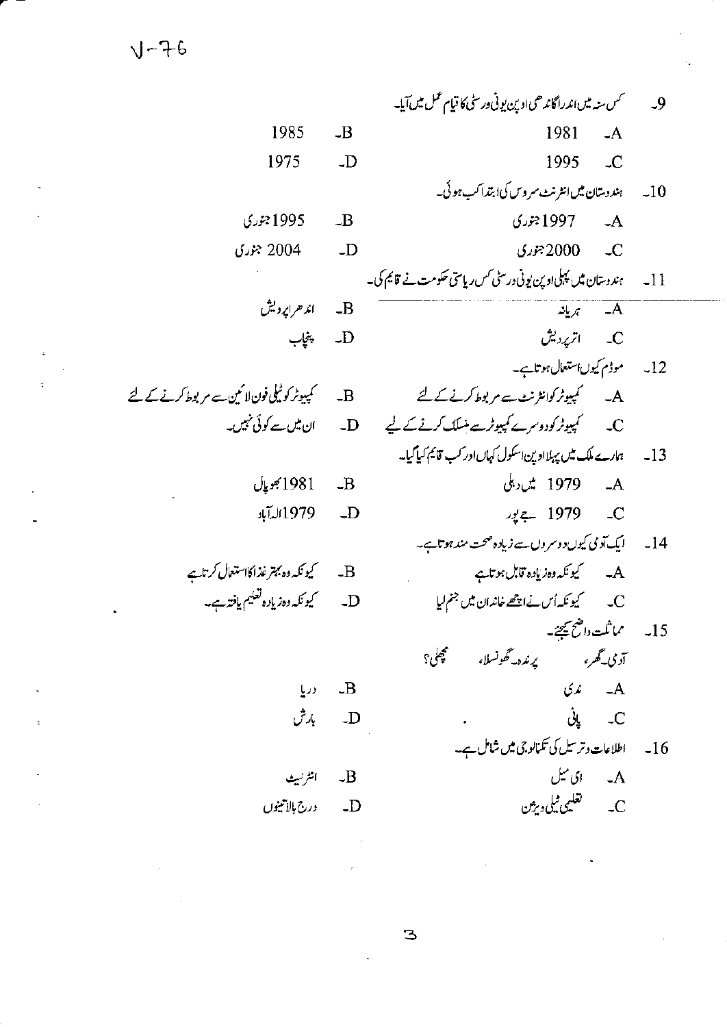V-76

9۔ کس سنہ میں اندراگاندھی اوپن یونی ورسٹی کا قیام عمل میں آیا۔

A۔ 1981
B۔ 1985
C۔ 1995
D۔ 1975

10۔ ہندوستان میں انٹرنٹ سروس کی ابتدا کب ہوئی۔

A۔ 1997 جنوری
B۔ 1995 جنوری
C۔ 2000 جنوری
D۔ 2004 جنوری

11۔ ہندوستان میں پہلی اوپن یونی ورسٹی کس ریاستی حکومت نے قایم کی۔

A۔ ہریانہ
B۔ اندھراپردیش
C۔ اترپردیش
D۔ پنجاب

12۔ موڈم کیوں استعمال ہوتا ہے۔

A۔ کمپیوٹر کو انٹرنٹ سے مربوط کرنے کے لئے
B۔ کمپیوٹر کو ٹیلی فون لائین سے مربوط کرنے کے لئے
C۔ کمپیوٹر کو دوسرے کمپیوٹر سے منسلک کرنے کے لیے
D۔ ان میں سے کوئی نہیں۔

13۔ ہمارے ملک میں پہلا اوپن اسکول کہاں اور کب قایم کیا گیا۔

A۔ 1979 میں دہلی
B۔ 1981 بھوپال
C۔ 1979 جے پور
D۔ 1979 الہ آباد

14۔ ایک آدمی کیوں دوسروں سے زیادہ صحت مند ہوتا ہے۔

A۔ کیونکہ وہ زیادہ قابل ہوتا ہے
B۔ کیونکہ وہ بہتر غذا کا استعمال کرتا ہے
C۔ کیونکہ اُس نے اچھے خاندان میں جنم لیا
D۔ کیونکہ وہ زیادہ تعلیم یافتہ ہے۔

15۔ مماثلت واضح کیجئے۔

آدمی۔گھر، پرندہ۔گھونسلا، مچھلی؟

A۔ ندی
B۔ دریا
C۔ پانی
D۔ بارش

16۔ اطلاعات و ترسیل کی ٹکنالوجی میں شامل ہے۔

A۔ ای میل
B۔ انٹرنیٹ
C۔ تعلیمی ٹیلی ویژن
D۔ درج بالا تینوں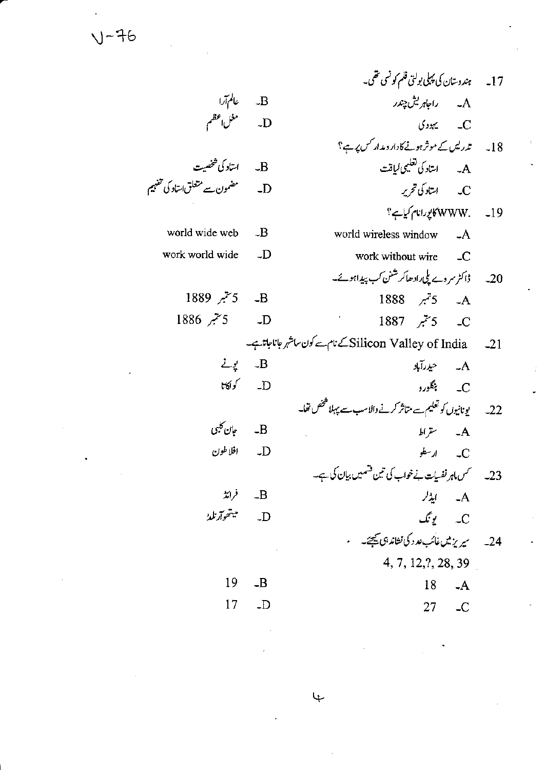V-76

17۔ ہندوستان کی پہلی بولتی فلم کونسی تھی۔

A۔ راجاہریش چندر
B۔ عالم آرا
C۔ یہودی
D۔ مغل اعظم

18۔ تدریس کے موثر ہونے کا دارومدار کس پر ہے؟

A۔ استاد کی تعلیمی لیاقت
B۔ استاد کی شخصیت
C۔ استاد کی تحریر
D۔ مضمون سے متعلق استاد کی تفہیم

19۔ .WWW کا پورا نام کیا ہے؟

A۔ world wireless window
B۔ world wide web
C۔ work without wire
D۔ work world wide

20۔ ڈاکٹر سروے پلی رادھا کرشنن کب پیدا ہوئے۔

A۔ 5 ستمبر 1888
B۔ 5 ستمبر 1889
C۔ 5 ستمبر 1887
D۔ 5 ستمبر 1886

21۔ Silicon Valley of India کے نام سے کون سا شہر جانا جاتا ہے۔

A۔ حیدرآباد
B۔ پونے
C۔ بنگلورو
D۔ کولکاتا

22۔ یونانیوں کو تعلیم سے متاثر کرنے والا سب سے پہلا شخص تھا۔

A۔ سقراط
B۔ جان کلبی
C۔ ارسطو
D۔ افلاطون

23۔ کس ماہر نفسیات نے خواب کی تین قسمیں بیان کی ہے۔

A۔ ایڈلر
B۔ فرائڈ
C۔ یونگ
D۔ میتھوآرنلڈ

24۔ سیریز میں غائب عدد کی نشاندہی کیجئے۔

4, 7, 12, ?, 28, 39

A۔ 18
B۔ 19
C۔ 27
D۔ 17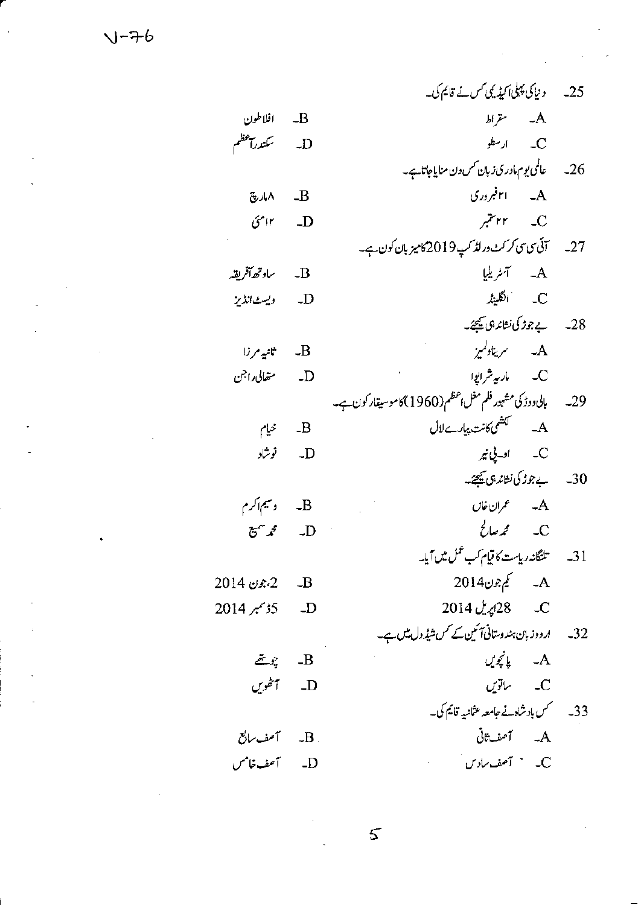25۔ دنیا کی پہلی اکیڈیمی کس نے قایم کی۔

A۔ سقراط
B۔ افلاطون
C۔ ارسطو
D۔ سکندر اعظم

26۔ عالمی یوم مادری زبان کس دن منایا جاتا ہے۔

A۔ ۲۱ فروری
B۔ ۸ مارچ
C۔ ۲۲ ستمبر
D۔ ۱۲ مئی

27۔ آئی سی سی کرکٹ ورلڈ کپ 2019 کا میزبان کون ہے۔

A۔ آسٹریلیا
B۔ ساوتھ آفریقہ
C۔ انگلینڈ
D۔ ویسٹ انڈیز

28۔ بے جوڑ کی نشاندہی کیجئے۔

A۔ سرینا ولیمز
B۔ ثانیہ مرزا
C۔ ماریہ شراپوا
D۔ متھالی راجن

29۔ بالی ووڈ کی مشہور فلم مغل اعظم (1960) کا موسیقار کون ہے۔

A۔ لکشمی کانت پیارے لال
B۔ خیام
C۔ او۔پی نیر
D۔ نوشاد

30۔ بے جوڑ کی نشاندہی کیجئے۔

A۔ عمران خاں
B۔ وسیم اکرم
C۔ محمد صالح
D۔ محمد سمیع

31۔ تلنگانہ ریاست کا قیام کب عمل میں آیا۔

A۔ یکم جون 2014
B۔ 2، جون 2014
C۔ 28 اپریل 2014
D۔ 5 ڈسمبر 2014

32۔ اردو زبان ہندوستانی آئین کے کس شیڈول میں ہے۔

A۔ پانچویں
B۔ چوتھے
C۔ ساتویں
D۔ آٹھویں

33۔ کس بادشاہ نے جامعہ عثمانیہ قایم کی۔

A۔ آصف ثانی
B۔ آصف سابع
C۔ آصف سادس
D۔ آصف خامس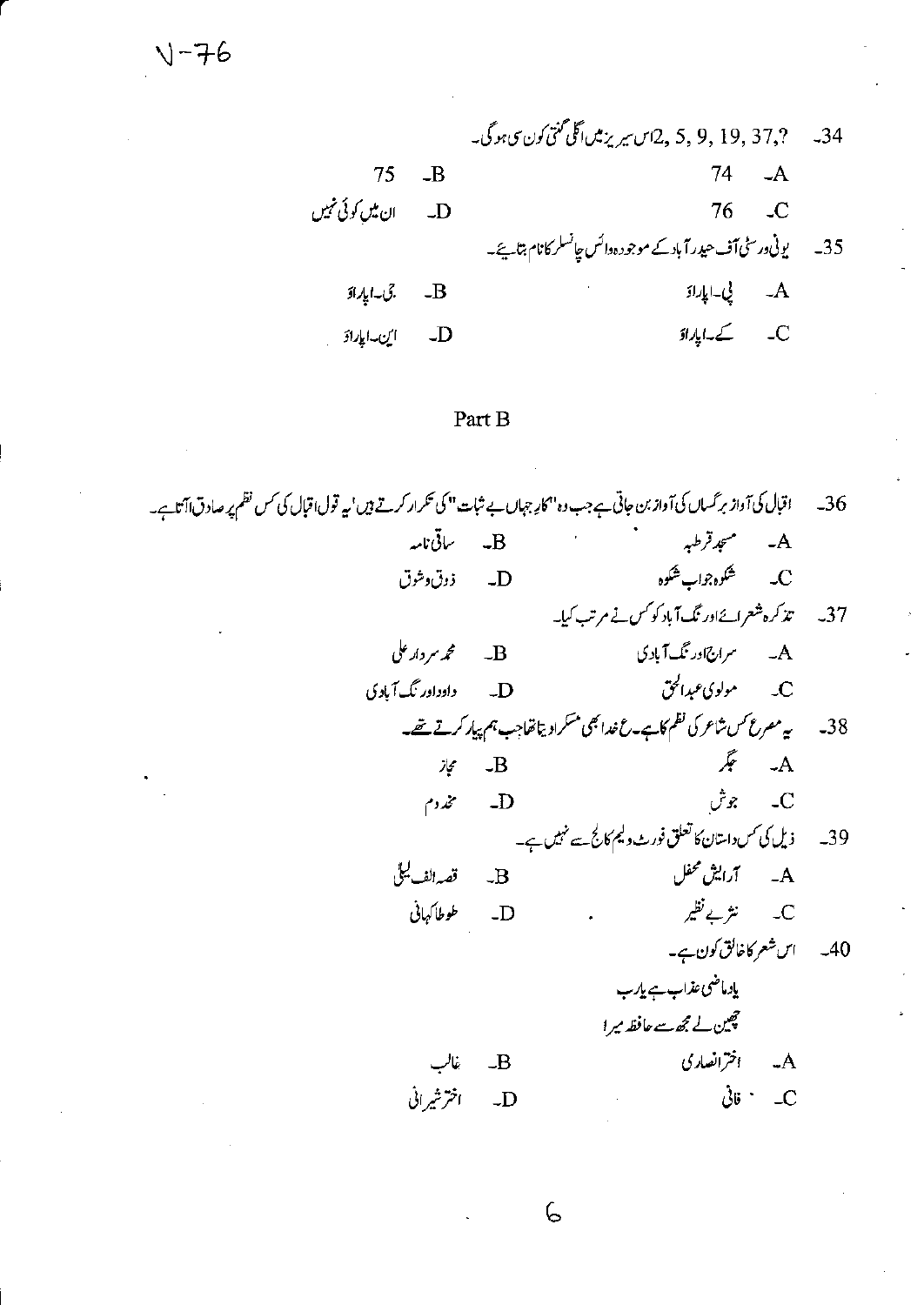V-76

34۔ 2, 5, 9, 19, 37,? اس سیریز میں اگلی گنتی کون سی ہوگی۔

A۔ 74
B۔ 75
C۔ 76
D۔ ان میں کوئی نہیں

35۔ یونی ورسٹی آف حیدرآباد کے موجودہ وائس چانسلر کا نام بتایئے۔

A۔ پی۔اپاراؤ
B۔ جی۔اپاراؤ
C۔ کے۔اپاراؤ
D۔ این۔اپاراؤ

## Part B

36۔ اقبال کی آواز برگساں کی آواز بن جاتی ہے جب وہ "کارِ جہاں بے ثبات" کی تکرار کرتے ہیں' یہ قول اقبال کی کس نظم پر صادق آتا ہے۔

A۔ مسجد قرطبہ
B۔ ساقی نامہ
C۔ شکوہ جواب شکوہ
D۔ ذوق وشوق

37۔ تذکرہ شعرائے اورنگ آباد کو کس نے مرتب کیا۔

A۔ سراج اورنگ آبادی
B۔ محمد سردار علی
C۔ مولوی عبدالحق
D۔ داوداورنگ آبادی

38۔ یہ مصرع کس شاعر کی نظم کا ہے۔ ع خدا بھی مسکرا دیتا تھا جب ہم پیار کرتے تھے۔

A۔ جگر
B۔ مجاز
C۔ جوش
D۔ مخدوم

39۔ ذیل کی کس داستان کا تعلق فورٹ ولیم کالج سے نہیں ہے۔

A۔ آرائش محفل
B۔ قصہ الف لیلیٰ
C۔ نثر بے نظیر
D۔ طوطا کہانی

40۔ اس شعر کا خالق کون ہے۔

یاد ماضی عذاب ہے یارب
چھین لے مجھ سے حافظہ میرا

A۔ اختر انصاری
B۔ غالب
C۔ فانی
D۔ اختر شیرانی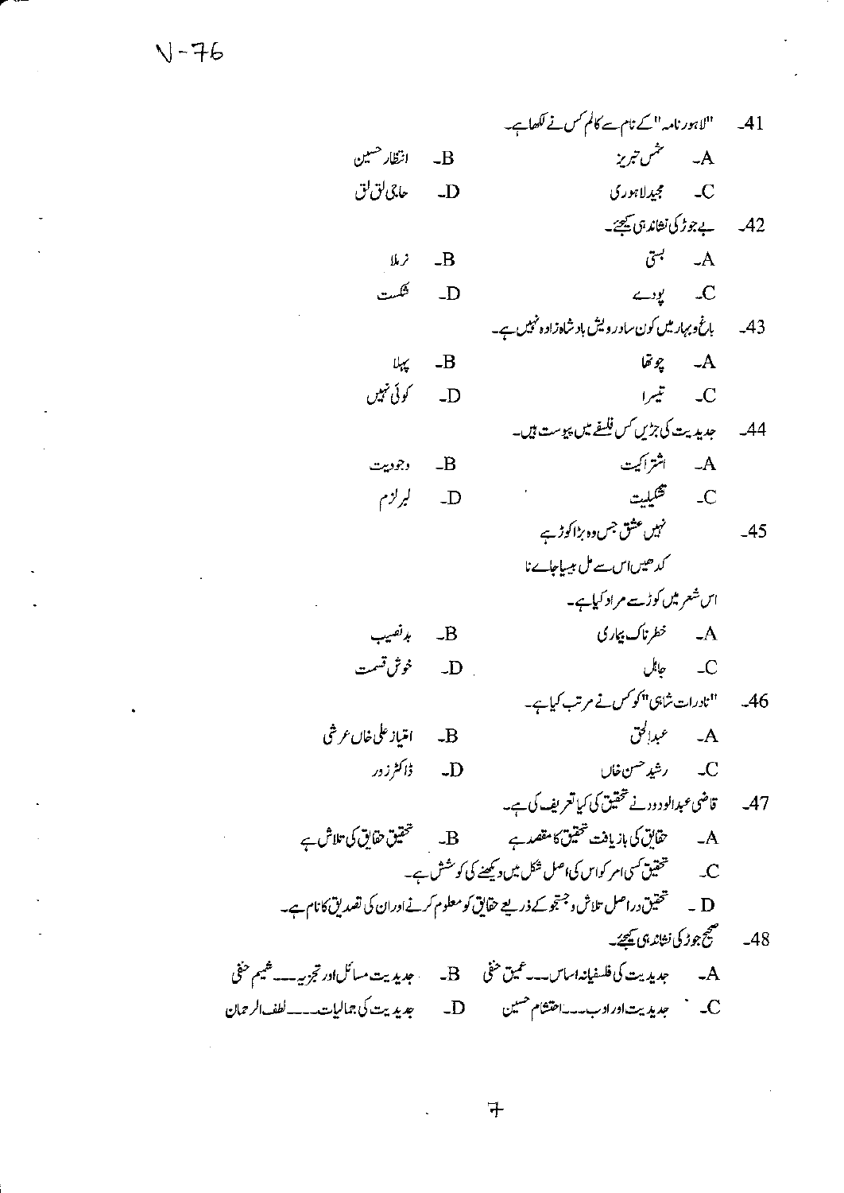V-76

41. "لاہور نامہ" کے نام سے کالم کس نے لکھا ہے۔

A۔ شمس تبریز　　B۔ انتظار حسین

C۔ مجید لاہوری　　D۔ حاجی لق لق

42. بے جوڑ کی نشاندہی کیجئے۔

A۔ بستی　　B۔ نرملا

C۔ پودے　　D۔ شکست

43. باغ و بہار میں کون سا درویش بادشاہ زادہ نہیں ہے۔

A۔ چوتھا　　B۔ پہلا

C۔ تیسرا　　D۔ کوئی نہیں

44. جدیدیت کی جڑیں کس فلسفے میں پیوست ہیں۔

A۔ اشتراکیت　　B۔ وجودیت

C۔ تشکیلیت　　D۔ لبرلزم

45.

نہیں عشق جس وہ بڑا کوڑ ہے
کدھیں اس سے مل بیسیا جائے نا

اس شعر میں کوڑ سے مراد کیا ہے۔

A۔ خطرناک بیماری　　B۔ بدنصیب

C۔ جاہل　　D۔ خوش قسمت

46. "نادرات شاہی" کو کس نے مرتب کیا ہے۔

A۔ عبدالحق　　B۔ امتیاز علی خاں عرشی

C۔ رشید حسن خاں　　D۔ ڈاکٹر زور

47. قاضی عبدالودود نے تحقیق کی کیا تعریف کی ہے۔

A۔ حقائق کی بازیافت تحقیق کا مقصد ہے　　B۔ تحقیق حقائق کی تلاش ہے

C۔ تحقیق کسی امر کو اس کی اصل شکل میں دیکھنے کی کوشش ہے۔

D۔ تحقیق دراصل تلاش و جستجو کے ذریعے حقائق کو معلوم کرنے اور ان کی تصدیق کا نام ہے۔

48. صحیح جوڑ کی نشاندہی کیجئے۔

A۔ جدیدیت کی فلسفیانہ اساس۔۔۔ عمیق حنفی　　B۔ جدیدیت مسائل اور تجزیہ۔۔۔ شمیم حنفی

C۔ جدیدیت اور ادب۔۔۔ احتشام حسین　　D۔ جدیدیت کی جمالیات۔۔۔ لطف الرحمان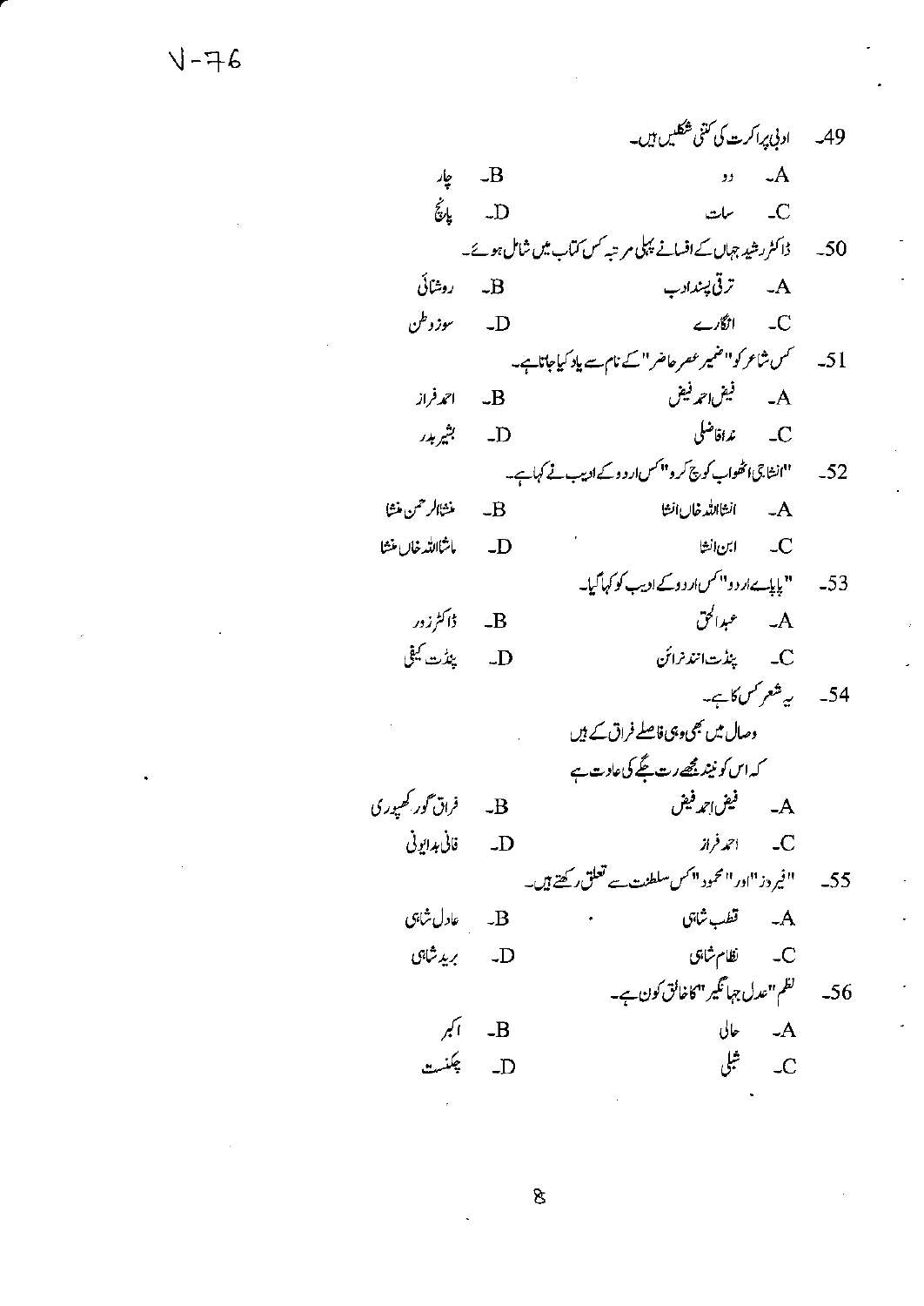49۔ ادبی پراکرت کی کتنی شکلیں ہیں۔

A۔ دو
B۔ چار
C۔ سات
D۔ پانچ

50۔ ڈاکٹر رشید جہاں کے افسانے پہلی مرتبہ کس کتاب میں شامل ہوئے۔

A۔ ترقی پسند ادب
B۔ روشنائی
C۔ انگارے
D۔ سوز وطن

51۔ کس شاعر کو "ضمیر عصر حاضر" کے نام سے یاد کیا جاتا ہے۔

A۔ فیض احمد فیض
B۔ احمد فراز
C۔ ندا فاضلی
D۔ بشیر بدر

52۔ "انشا جی اٹھو اب کوچ کرو" کس اردو کے ادیب نے کہا ہے۔

A۔ انشاء اللہ خاں انشا
B۔ منشا الرحمن منشا
C۔ ابن انشا
D۔ ماشاء اللہ خاں منشا

53۔ "بابائے اردو" کس اردو کے ادیب کو کہا گیا۔

A۔ عبدالحق
B۔ ڈاکٹر زور
C۔ پنڈت انند نرائن
D۔ پنڈت کیفی

54۔ یہ شعر کس کا ہے۔

وصال میں بھی وہی فاصلے فراق کے ہیں
کہ اس کو نیند مجھے رت جگے کی عادت ہے

A۔ فیض احمد فیض
B۔ فراق گور کھپوری
C۔ احمد فراز
D۔ فانی بدایونی

55۔ "فیروز" اور "محمود" کس سلطنت سے تعلق رکھتے ہیں۔

A۔ قطب شاہی
B۔ عادل شاہی
C۔ نظام شاہی
D۔ برید شاہی

56۔ نظم "عدل جہانگیر" کا خالق کون ہے۔

A۔ حالی
B۔ اکبر
C۔ شبلی
D۔ چکبست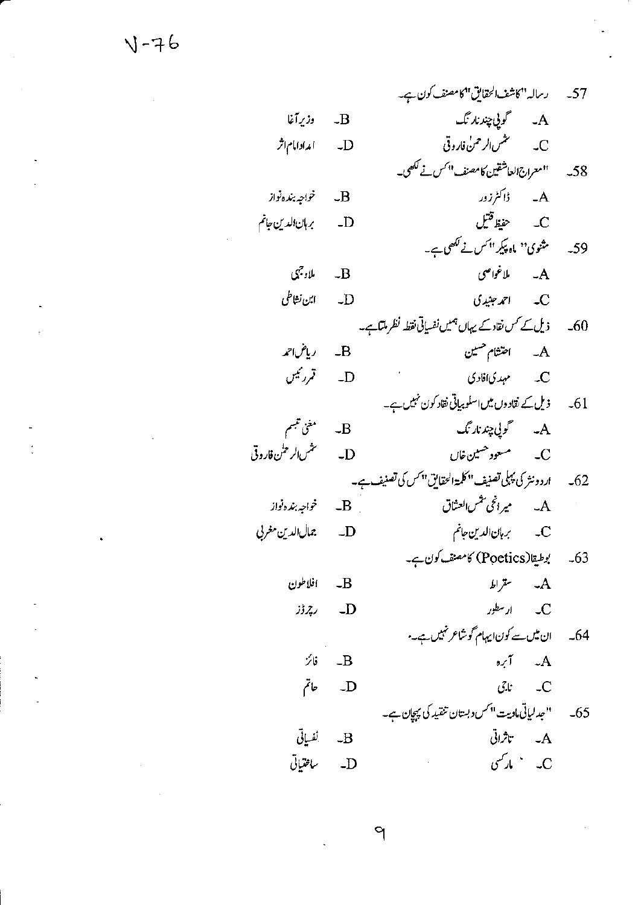57۔ رسالہ "کاشف الحقایق" کا مصنف کون ہے۔

A۔ گوپی چند نارنگ
B۔ وزیر آغا
C۔ شمس الرحمٰن فاروقی
D۔ امداد امام اثر

58۔ "معراج العاشقین کا مصنف" کس نے لکھی۔

A۔ ڈاکٹر زور
B۔ خواجہ بندہ نواز
C۔ حفیظ قتیل
D۔ برہان الدین جانم

59۔ مثنوی "ماہ پیکر" کس نے لکھی ہے۔

A۔ ملا غواصی
B۔ ملا وجہی
C۔ احمد جنیدی
D۔ ابن نشاطی

60۔ ذیل کے کس نقاد کے یہاں ہمیں نفسیاتی نقطہ نظر ملتا ہے۔

A۔ احتشام حسین
B۔ ریاض احمد
C۔ مہدی افادی
D۔ قمر رئیس

61۔ ذیل کے نقادوں میں اسلوبیاتی نقاد کون نہیں ہے۔

A۔ گوپی چند نارنگ
B۔ مغنی تبسم
C۔ مسعود حسین خاں
D۔ شمس الرحمٰن فاروقی

62۔ اردو نثر کی پہلی تصنیف "کلمۃ الحقایق" کس کی تصنیف ہے۔

A۔ میرانجی شمس العشاق
B۔ خواجہ بندہ نواز
C۔ برہان الدین جانم
D۔ جمال الدین مغربی

63۔ بوطیقا (Poetics) کا مصنف کون ہے۔

A۔ سقراط
B۔ افلاطون
C۔ ارسطو
D۔ رچرڈز

64۔ ان میں سے کون ایہام گو شاعر نہیں ہے۔

A۔ آبرو
B۔ فائز
C۔ ناجی
D۔ حاتم

65۔ "جدلیاتی مادیت" کس دبستان تنقید کی پہچان ہے۔

A۔ تاثراتی
B۔ نفسیاتی
C۔ مارکسی
D۔ ساختیاتی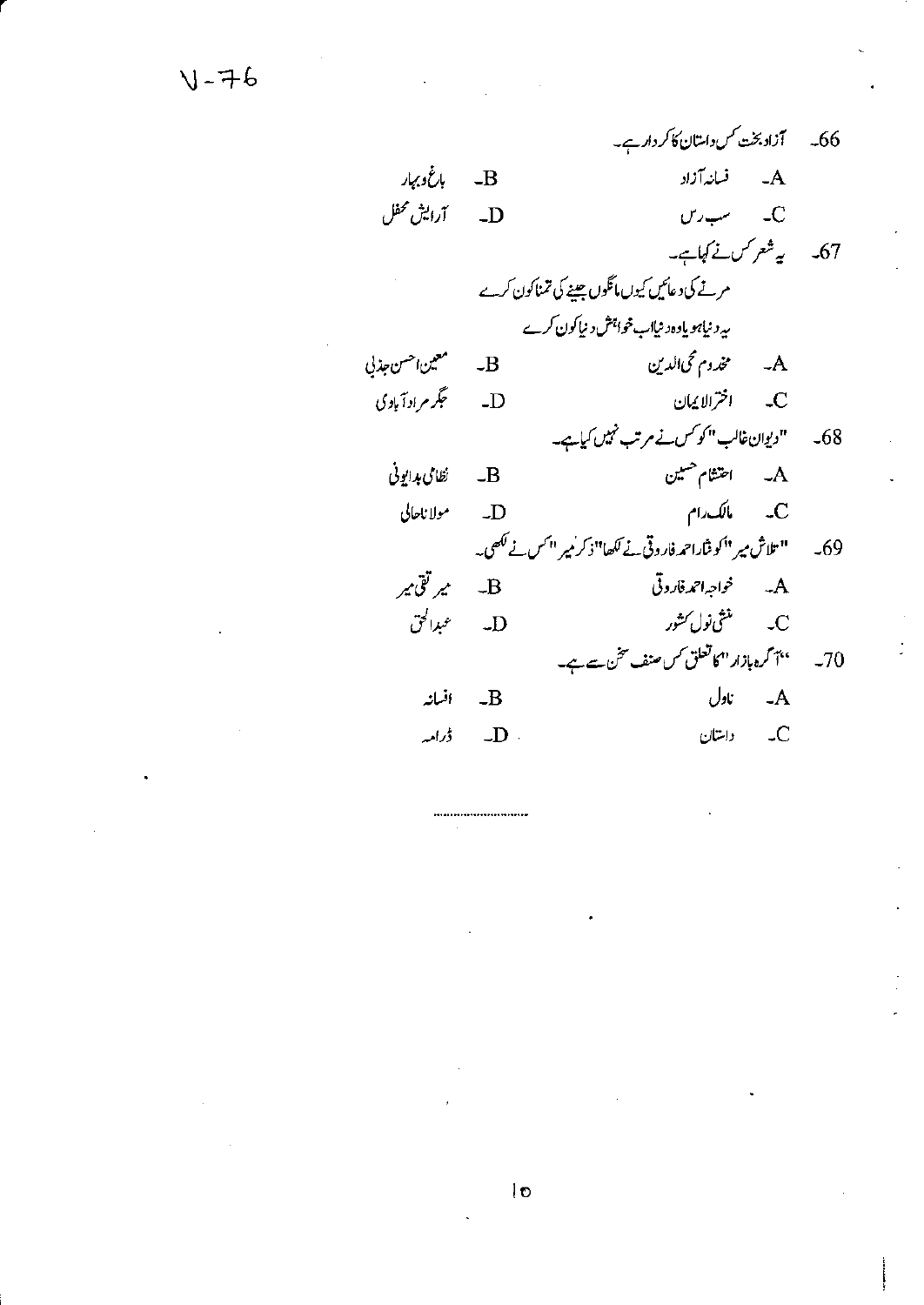V-76

66۔ آزاد بخت کس داستان کا کردار ہے۔

A۔ فسانہ آزاد　　B۔ باغ و بہار

C۔ سب رس　　D۔ آرایش محفل

67۔ یہ شعر کس نے کہا ہے۔

مرنے کی دعائیں کیوں مانگوں جینے کی تمنا کون کرے

یہ دنیا ہو یا وہ دنیا اب خواہش دنیا کون کرے

A۔ مخدوم محی الدین　　B۔ معین احسن جذبی

C۔ اختر الایمان　　D۔ جگر مراد آبادی

68۔ "دیوان غالب" کو کس نے مرتب نہیں کیا ہے۔

A۔ احتشام حسین　　B۔ نظامی بدایونی

C۔ مالک رام　　D۔ مولانا حالی

69۔ "تلاش میر" کو نثار احمد فاروقی نے لکھا "ذکر میر" کس نے لکھی۔

A۔ خواجہ احمد فاروقی　　B۔ میر تقی میر

C۔ منشی نول کشور　　D۔ عبدالحق

70۔ "آگرہ بازار" کا تعلق کس صنف سخن سے ہے۔

A۔ ناول　　B۔ افسانہ

C۔ داستان　　D۔ ڈرامہ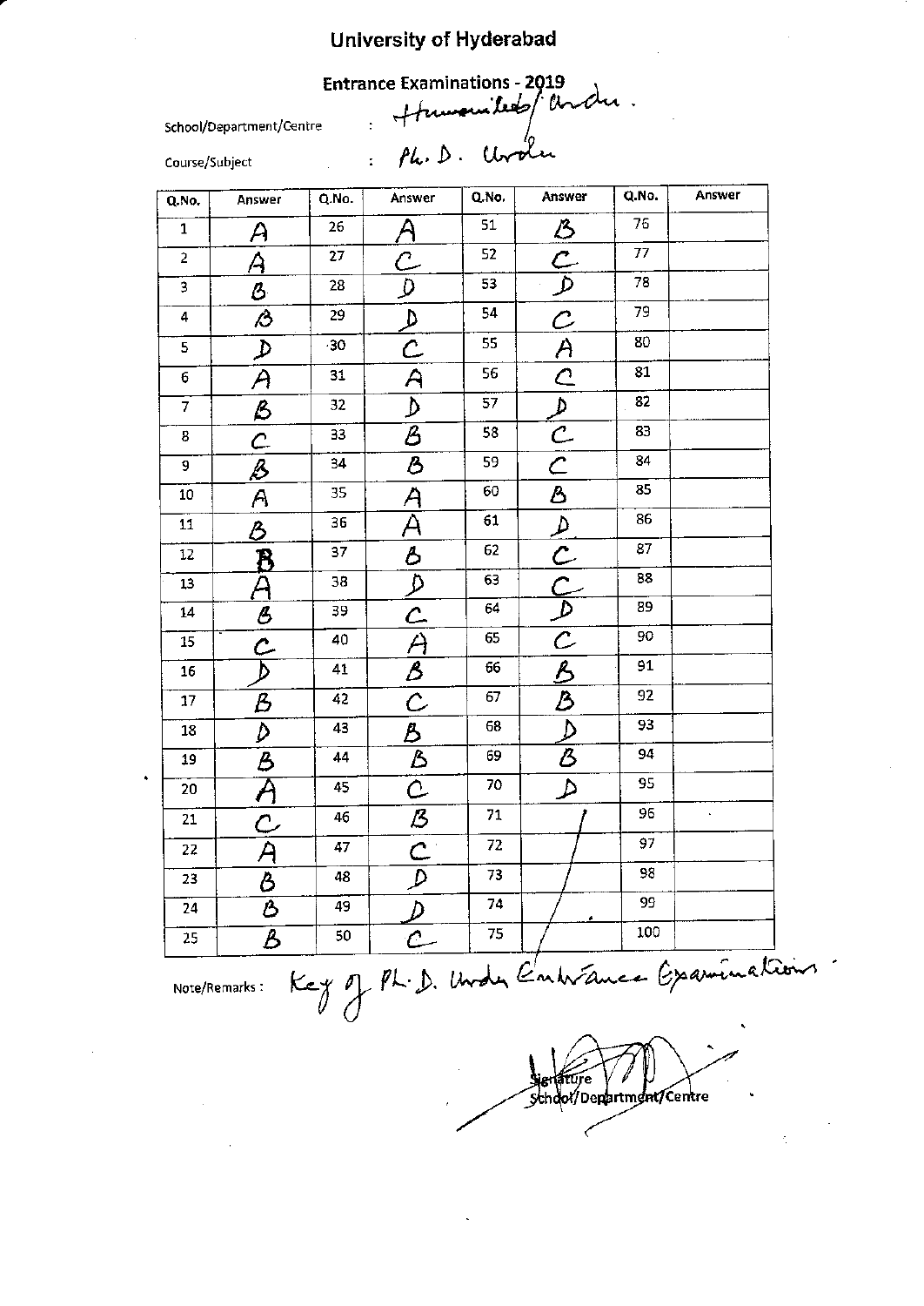# University of Hyderabad

## Entrance Examinations - 2019

School/Department/Centre : Humanities/Urdu.

Course/Subject : Ph. D. Urdu

| Q.No. | Answer | Q.No. | Answer | Q.No. | Answer | Q.No. | Answer |
|---|---|---|---|---|---|---|---|
| 1 | A | 26 | A | 51 | B | 76 | |
| 2 | A | 27 | C | 52 | C | 77 | |
| 3 | B | 28 | D | 53 | D | 78 | |
| 4 | B | 29 | D | 54 | C | 79 | |
| 5 | D | 30 | C | 55 | A | 80 | |
| 6 | A | 31 | A | 56 | C | 81 | |
| 7 | B | 32 | D | 57 | D | 82 | |
| 8 | C | 33 | B | 58 | C | 83 | |
| 9 | B | 34 | B | 59 | C | 84 | |
| 10 | A | 35 | A | 60 | B | 85 | |
| 11 | B | 36 | A | 61 | D | 86 | |
| 12 | B | 37 | B | 62 | C | 87 | |
| 13 | A | 38 | D | 63 | C | 88 | |
| 14 | B | 39 | C | 64 | D | 89 | |
| 15 | C | 40 | A | 65 | C | 90 | |
| 16 | D | 41 | B | 66 | B | 91 | |
| 17 | B | 42 | C | 67 | B | 92 | |
| 18 | D | 43 | B | 68 | D | 93 | |
| 19 | B | 44 | B | 69 | B | 94 | |
| 20 | A | 45 | C | 70 | D | 95 | |
| 21 | C | 46 | B | 71 | | 96 | |
| 22 | A | 47 | C | 72 | | 97 | |
| 23 | B | 48 | D | 73 | | 98 | |
| 24 | B | 49 | D | 74 | | 99 | |
| 25 | B | 50 | C | 75 | | 100 | |

Note/Remarks : Key of Ph. D. Urdu Entrance Examinations.

Signature
School/Department/Centre